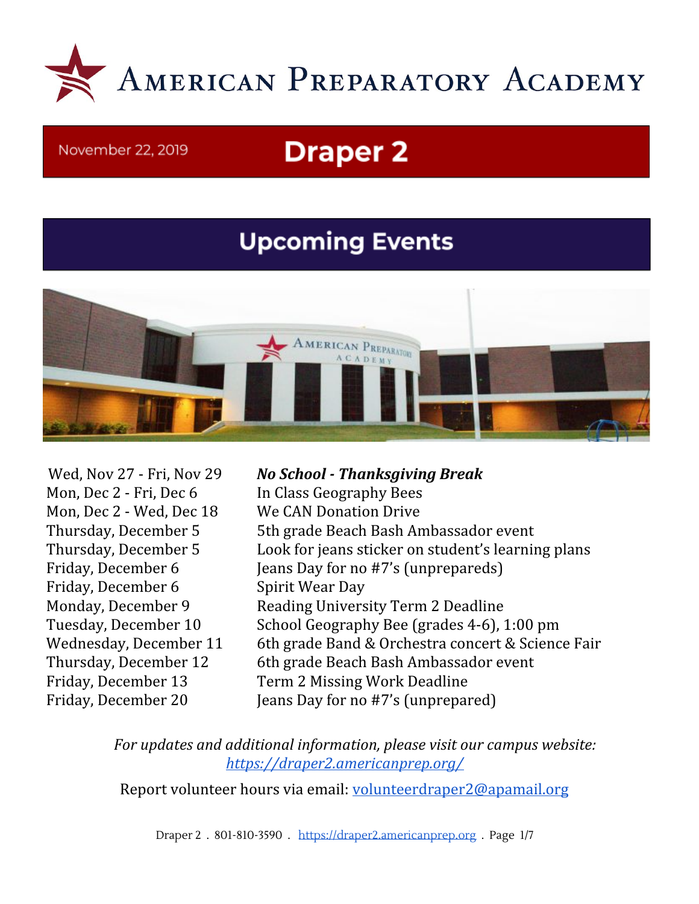# American Preparatory Academy

November 22, 2019

## Draper 2

## Upcoming Events

| Date | Event |
|---|---|
| Wed, Nov 27 - Fri, Nov 29 | ***No School - Thanksgiving Break*** |
| Mon, Dec 2 - Fri, Dec 6 | In Class Geography Bees |
| Mon, Dec 2 - Wed, Dec 18 | We CAN Donation Drive |
| Thursday, December 5 | 5th grade Beach Bash Ambassador event |
| Thursday, December 5 | Look for jeans sticker on student's learning plans |
| Friday, December 6 | Jeans Day for no #7's (unprepareds) |
| Friday, December 6 | Spirit Wear Day |
| Monday, December 9 | Reading University Term 2 Deadline |
| Tuesday, December 10 | School Geography Bee (grades 4-6), 1:00 pm |
| Wednesday, December 11 | 6th grade Band & Orchestra concert & Science Fair |
| Thursday, December 12 | 6th grade Beach Bash Ambassador event |
| Friday, December 13 | Term 2 Missing Work Deadline |
| Friday, December 20 | Jeans Day for no #7's (unprepared) |

*For updates and additional information, please visit our campus website:* *[https://draper2.americanprep.org/](https://draper2.americanprep.org/)*

Report volunteer hours via email: [volunteerdraper2@apamail.org](mailto:volunteerdraper2@apamail.org)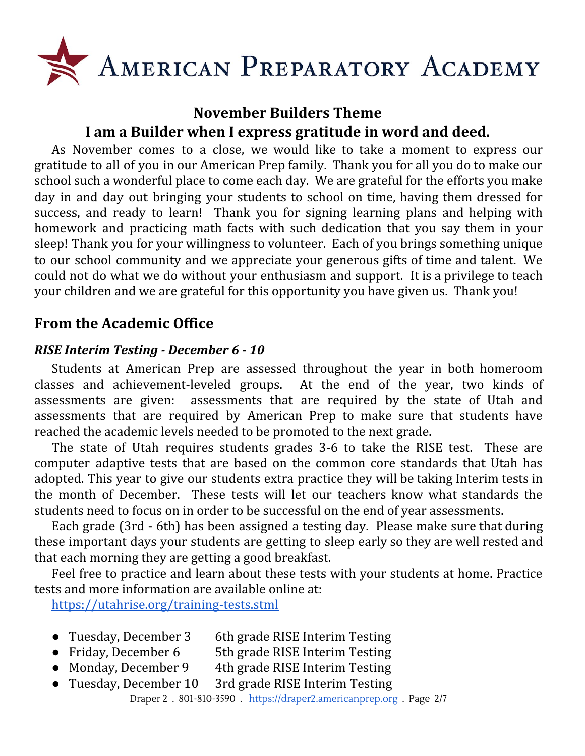# AMERICAN PREPARATORY ACADEMY

## November Builders Theme
## I am a Builder when I express gratitude in word and deed.

As November comes to a close, we would like to take a moment to express our gratitude to all of you in our American Prep family. Thank you for all you do to make our school such a wonderful place to come each day. We are grateful for the efforts you make day in and day out bringing your students to school on time, having them dressed for success, and ready to learn! Thank you for signing learning plans and helping with homework and practicing math facts with such dedication that you say them in your sleep! Thank you for your willingness to volunteer. Each of you brings something unique to our school community and we appreciate your generous gifts of time and talent. We could not do what we do without your enthusiasm and support. It is a privilege to teach your children and we are grateful for this opportunity you have given us. Thank you!

## From the Academic Office

### *RISE Interim Testing - December 6 - 10*

Students at American Prep are assessed throughout the year in both homeroom classes and achievement-leveled groups. At the end of the year, two kinds of assessments are given: assessments that are required by the state of Utah and assessments that are required by American Prep to make sure that students have reached the academic levels needed to be promoted to the next grade.

The state of Utah requires students grades 3-6 to take the RISE test. These are computer adaptive tests that are based on the common core standards that Utah has adopted. This year to give our students extra practice they will be taking Interim tests in the month of December. These tests will let our teachers know what standards the students need to focus on in order to be successful on the end of year assessments.

Each grade (3rd - 6th) has been assigned a testing day. Please make sure that during these important days your students are getting to sleep early so they are well rested and that each morning they are getting a good breakfast.

Feel free to practice and learn about these tests with your students at home. Practice tests and more information are available online at:
https://utahrise.org/training-tests.stml

- Tuesday, December 3 — 6th grade RISE Interim Testing
- Friday, December 6 — 5th grade RISE Interim Testing
- Monday, December 9 — 4th grade RISE Interim Testing
- Tuesday, December 10 — 3rd grade RISE Interim Testing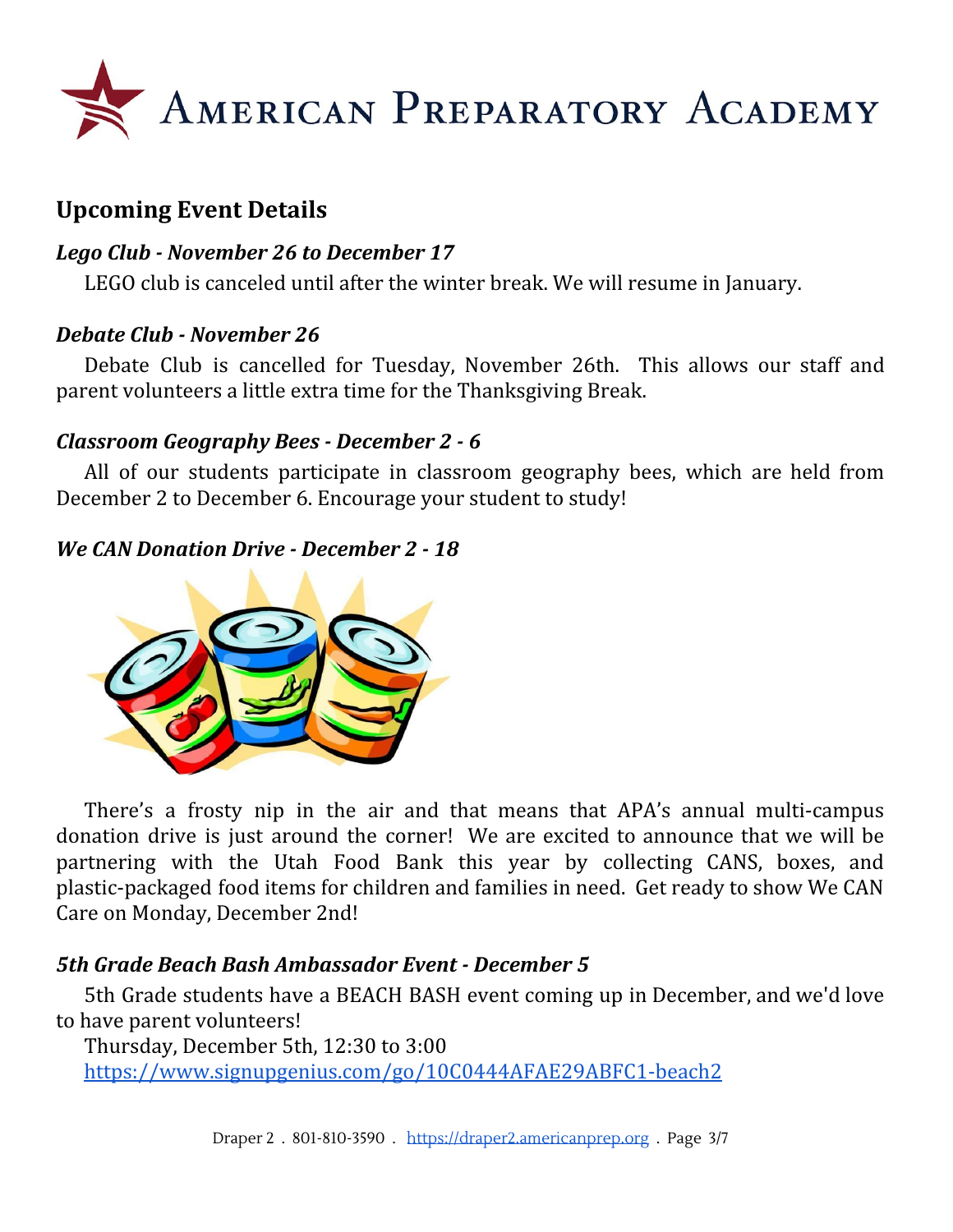# American Preparatory Academy

## Upcoming Event Details

### *Lego Club - November 26 to December 17*

LEGO club is canceled until after the winter break. We will resume in January.

### *Debate Club - November 26*

Debate Club is cancelled for Tuesday, November 26th. This allows our staff and parent volunteers a little extra time for the Thanksgiving Break.

### *Classroom Geography Bees - December 2 - 6*

All of our students participate in classroom geography bees, which are held from December 2 to December 6. Encourage your student to study!

### *We CAN Donation Drive - December 2 - 18*

There's a frosty nip in the air and that means that APA's annual multi-campus donation drive is just around the corner! We are excited to announce that we will be partnering with the Utah Food Bank this year by collecting CANS, boxes, and plastic-packaged food items for children and families in need. Get ready to show We CAN Care on Monday, December 2nd!

### *5th Grade Beach Bash Ambassador Event - December 5*

5th Grade students have a BEACH BASH event coming up in December, and we'd love to have parent volunteers!

Thursday, December 5th, 12:30 to 3:00

https://www.signupgenius.com/go/10C0444AFAE29ABFC1-beach2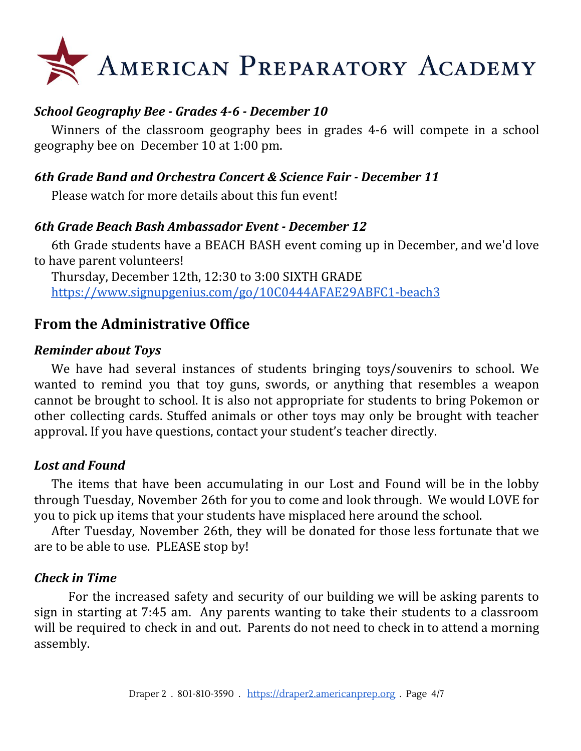# AMERICAN PREPARATORY ACADEMY

### *School Geography Bee - Grades 4-6 - December 10*

Winners of the classroom geography bees in grades 4-6 will compete in a school geography bee on December 10 at 1:00 pm.

### *6th Grade Band and Orchestra Concert & Science Fair - December 11*

Please watch for more details about this fun event!

### *6th Grade Beach Bash Ambassador Event - December 12*

6th Grade students have a BEACH BASH event coming up in December, and we'd love to have parent volunteers!

Thursday, December 12th, 12:30 to 3:00 SIXTH GRADE
https://www.signupgenius.com/go/10C0444AFAE29ABFC1-beach3

## From the Administrative Office

### *Reminder about Toys*

We have had several instances of students bringing toys/souvenirs to school. We wanted to remind you that toy guns, swords, or anything that resembles a weapon cannot be brought to school. It is also not appropriate for students to bring Pokemon or other collecting cards. Stuffed animals or other toys may only be brought with teacher approval. If you have questions, contact your student's teacher directly.

### *Lost and Found*

The items that have been accumulating in our Lost and Found will be in the lobby through Tuesday, November 26th for you to come and look through. We would LOVE for you to pick up items that your students have misplaced here around the school.

After Tuesday, November 26th, they will be donated for those less fortunate that we are to be able to use. PLEASE stop by!

### *Check in Time*

For the increased safety and security of our building we will be asking parents to sign in starting at 7:45 am. Any parents wanting to take their students to a classroom will be required to check in and out. Parents do not need to check in to attend a morning assembly.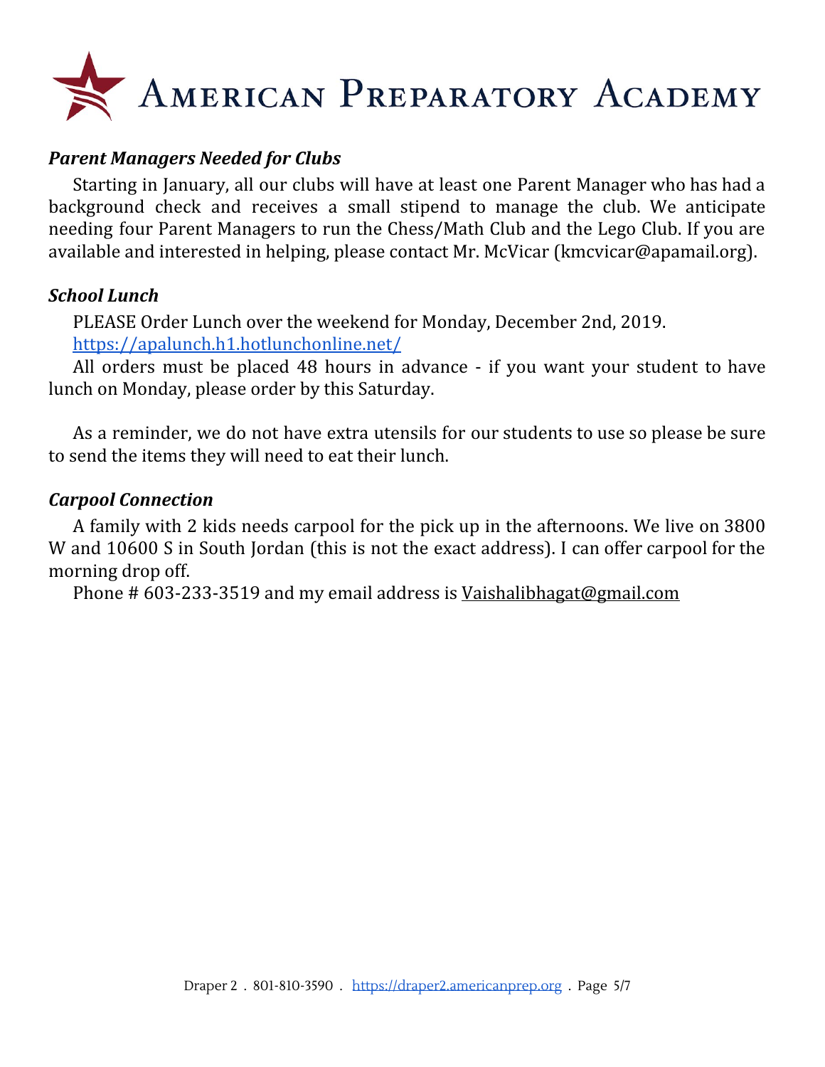### *Parent Managers Needed for Clubs*

Starting in January, all our clubs will have at least one Parent Manager who has had a background check and receives a small stipend to manage the club. We anticipate needing four Parent Managers to run the Chess/Math Club and the Lego Club. If you are available and interested in helping, please contact Mr. McVicar (kmcvicar@apamail.org).

### *School Lunch*

PLEASE Order Lunch over the weekend for Monday, December 2nd, 2019.
https://apalunch.h1.hotlunchonline.net/

All orders must be placed 48 hours in advance - if you want your student to have lunch on Monday, please order by this Saturday.

As a reminder, we do not have extra utensils for our students to use so please be sure to send the items they will need to eat their lunch.

### *Carpool Connection*

A family with 2 kids needs carpool for the pick up in the afternoons. We live on 3800 W and 10600 S in South Jordan (this is not the exact address). I can offer carpool for the morning drop off.

Phone # 603-233-3519 and my email address is Vaishalibhagat@gmail.com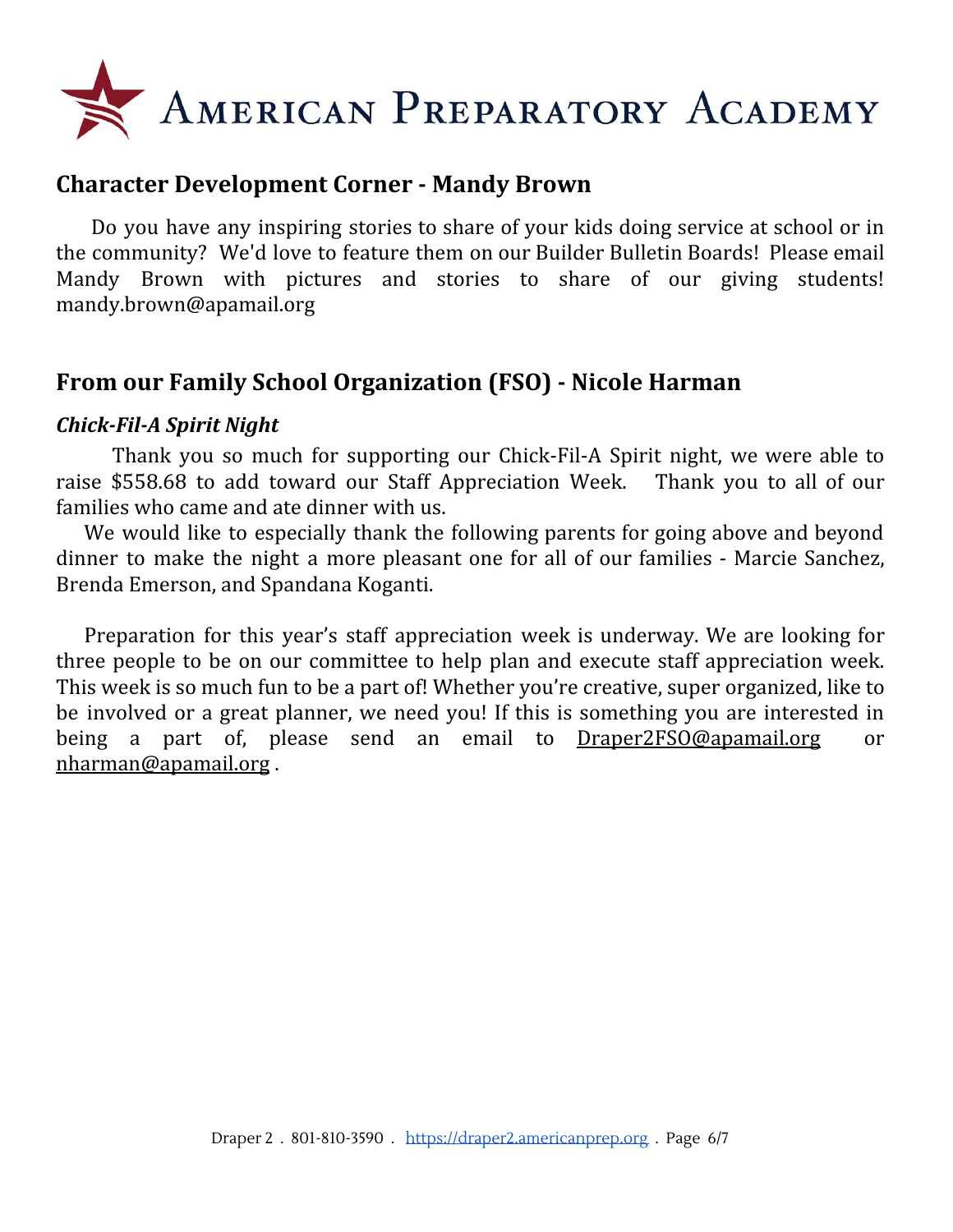# American Preparatory Academy

## Character Development Corner - Mandy Brown

Do you have any inspiring stories to share of your kids doing service at school or in the community? We'd love to feature them on our Builder Bulletin Boards! Please email Mandy Brown with pictures and stories to share of our giving students! mandy.brown@apamail.org

## From our Family School Organization (FSO) - Nicole Harman

### *Chick-Fil-A Spirit Night*

Thank you so much for supporting our Chick-Fil-A Spirit night, we were able to raise $558.68 to add toward our Staff Appreciation Week. Thank you to all of our families who came and ate dinner with us.

We would like to especially thank the following parents for going above and beyond dinner to make the night a more pleasant one for all of our families - Marcie Sanchez, Brenda Emerson, and Spandana Koganti.

Preparation for this year's staff appreciation week is underway. We are looking for three people to be on our committee to help plan and execute staff appreciation week. This week is so much fun to be a part of! Whether you're creative, super organized, like to be involved or a great planner, we need you! If this is something you are interested in being a part of, please send an email to Draper2FSO@apamail.org or nharman@apamail.org .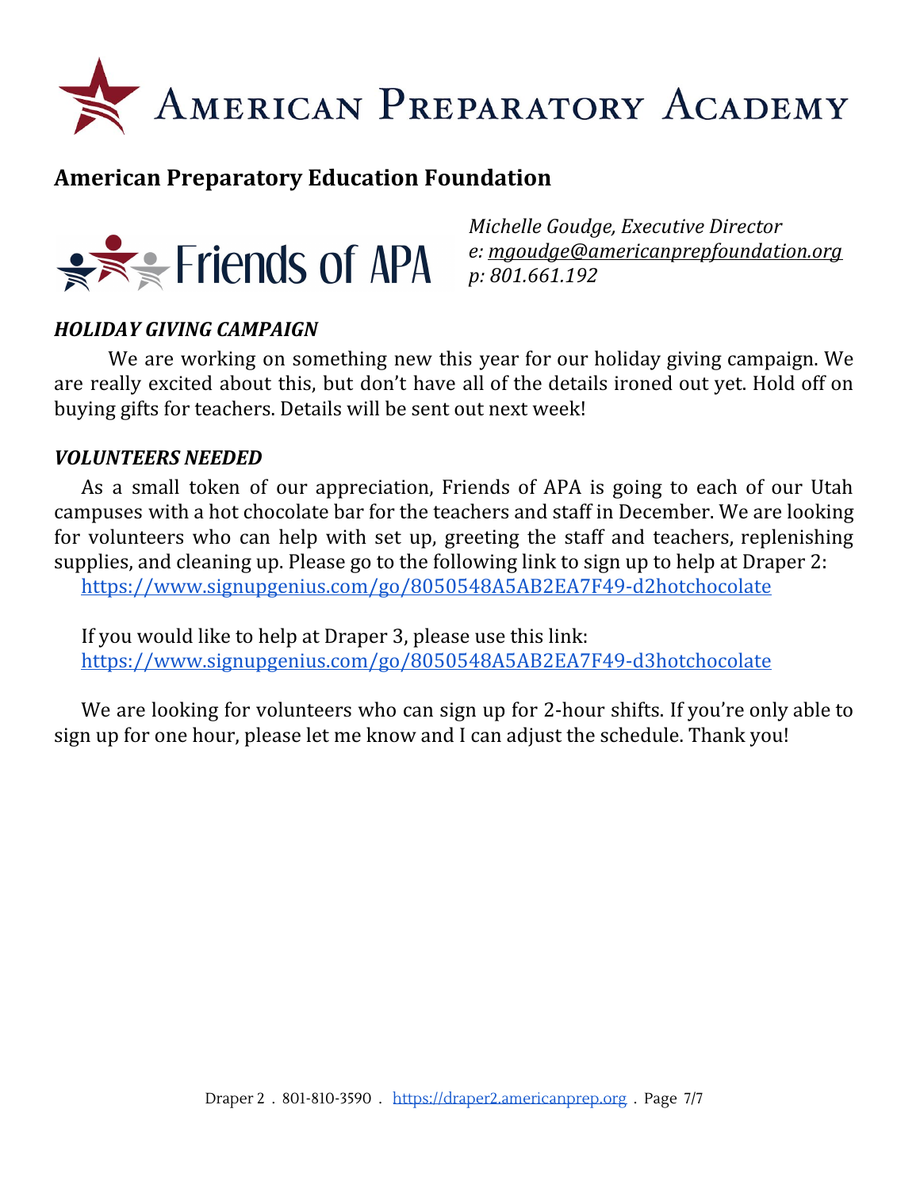# American Preparatory Academy

## American Preparatory Education Foundation

Friends of APA

*Michelle Goudge, Executive Director*
*e: mgoudge@americanprepfoundation.org*
*p: 801.661.192*

### *HOLIDAY GIVING CAMPAIGN*

We are working on something new this year for our holiday giving campaign. We are really excited about this, but don't have all of the details ironed out yet. Hold off on buying gifts for teachers. Details will be sent out next week!

### *VOLUNTEERS NEEDED*

As a small token of our appreciation, Friends of APA is going to each of our Utah campuses with a hot chocolate bar for the teachers and staff in December. We are looking for volunteers who can help with set up, greeting the staff and teachers, replenishing supplies, and cleaning up. Please go to the following link to sign up to help at Draper 2:
https://www.signupgenius.com/go/8050548A5AB2EA7F49-d2hotchocolate

If you would like to help at Draper 3, please use this link:
https://www.signupgenius.com/go/8050548A5AB2EA7F49-d3hotchocolate

We are looking for volunteers who can sign up for 2-hour shifts. If you're only able to sign up for one hour, please let me know and I can adjust the schedule. Thank you!